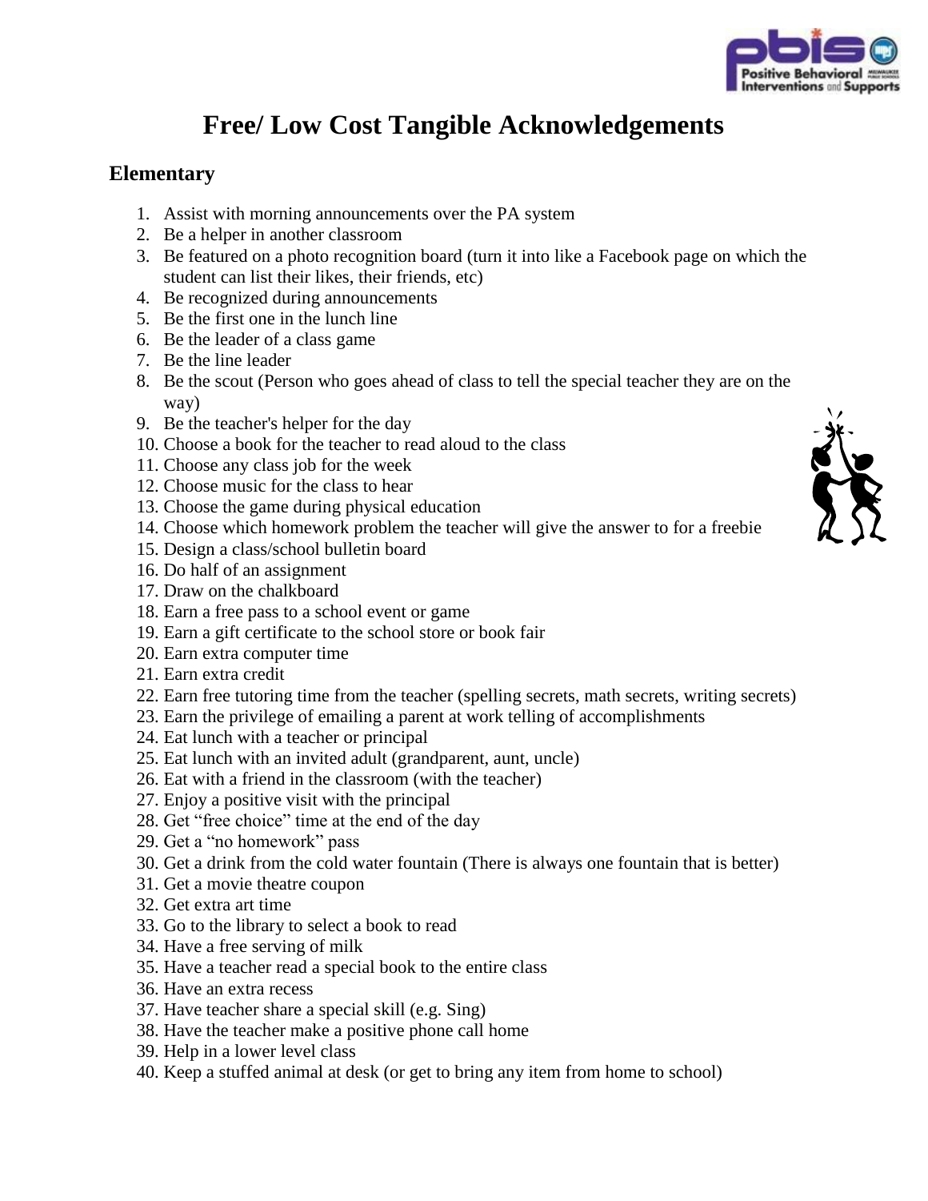# Free/ Low Cost Tangible Acknowledgements

## Elementary

1. Assist with morning announcements over the PA system
2. Be a helper in another classroom
3. Be featured on a photo recognition board (turn it into like a Facebook page on which the student can list their likes, their friends, etc)
4. Be recognized during announcements
5. Be the first one in the lunch line
6. Be the leader of a class game
7. Be the line leader
8. Be the scout (Person who goes ahead of class to tell the special teacher they are on the way)
9. Be the teacher's helper for the day
10. Choose a book for the teacher to read aloud to the class
11. Choose any class job for the week
12. Choose music for the class to hear
13. Choose the game during physical education
14. Choose which homework problem the teacher will give the answer to for a freebie
15. Design a class/school bulletin board
16. Do half of an assignment
17. Draw on the chalkboard
18. Earn a free pass to a school event or game
19. Earn a gift certificate to the school store or book fair
20. Earn extra computer time
21. Earn extra credit
22. Earn free tutoring time from the teacher (spelling secrets, math secrets, writing secrets)
23. Earn the privilege of emailing a parent at work telling of accomplishments
24. Eat lunch with a teacher or principal
25. Eat lunch with an invited adult (grandparent, aunt, uncle)
26. Eat with a friend in the classroom (with the teacher)
27. Enjoy a positive visit with the principal
28. Get "free choice" time at the end of the day
29. Get a "no homework" pass
30. Get a drink from the cold water fountain (There is always one fountain that is better)
31. Get a movie theatre coupon
32. Get extra art time
33. Go to the library to select a book to read
34. Have a free serving of milk
35. Have a teacher read a special book to the entire class
36. Have an extra recess
37. Have teacher share a special skill (e.g. Sing)
38. Have the teacher make a positive phone call home
39. Help in a lower level class
40. Keep a stuffed animal at desk (or get to bring any item from home to school)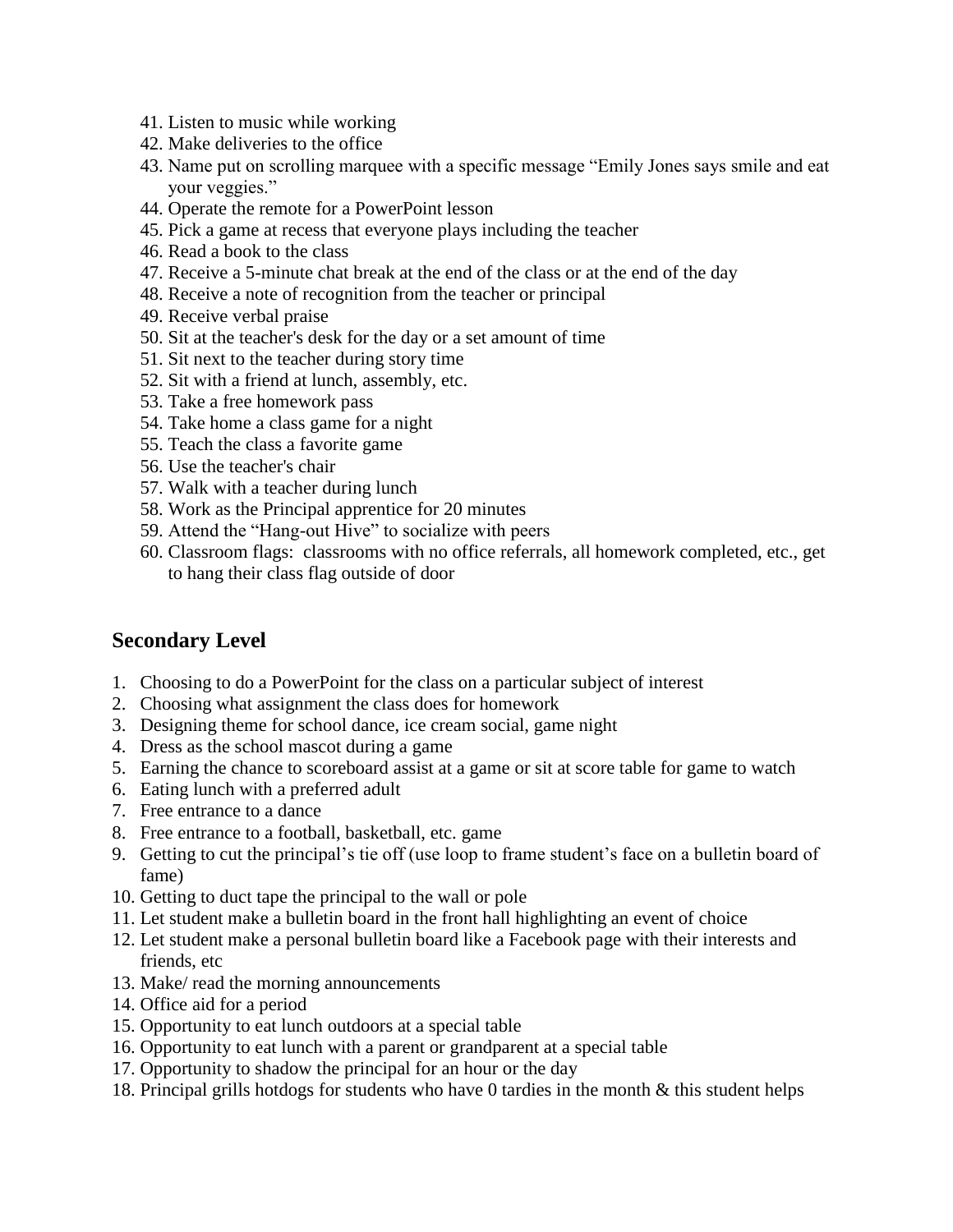41. Listen to music while working
42. Make deliveries to the office
43. Name put on scrolling marquee with a specific message "Emily Jones says smile and eat your veggies."
44. Operate the remote for a PowerPoint lesson
45. Pick a game at recess that everyone plays including the teacher
46. Read a book to the class
47. Receive a 5-minute chat break at the end of the class or at the end of the day
48. Receive a note of recognition from the teacher or principal
49. Receive verbal praise
50. Sit at the teacher's desk for the day or a set amount of time
51. Sit next to the teacher during story time
52. Sit with a friend at lunch, assembly, etc.
53. Take a free homework pass
54. Take home a class game for a night
55. Teach the class a favorite game
56. Use the teacher's chair
57. Walk with a teacher during lunch
58. Work as the Principal apprentice for 20 minutes
59. Attend the "Hang-out Hive" to socialize with peers
60. Classroom flags: classrooms with no office referrals, all homework completed, etc., get to hang their class flag outside of door

## Secondary Level

1. Choosing to do a PowerPoint for the class on a particular subject of interest
2. Choosing what assignment the class does for homework
3. Designing theme for school dance, ice cream social, game night
4. Dress as the school mascot during a game
5. Earning the chance to scoreboard assist at a game or sit at score table for game to watch
6. Eating lunch with a preferred adult
7. Free entrance to a dance
8. Free entrance to a football, basketball, etc. game
9. Getting to cut the principal's tie off (use loop to frame student's face on a bulletin board of fame)
10. Getting to duct tape the principal to the wall or pole
11. Let student make a bulletin board in the front hall highlighting an event of choice
12. Let student make a personal bulletin board like a Facebook page with their interests and friends, etc
13. Make/ read the morning announcements
14. Office aid for a period
15. Opportunity to eat lunch outdoors at a special table
16. Opportunity to eat lunch with a parent or grandparent at a special table
17. Opportunity to shadow the principal for an hour or the day
18. Principal grills hotdogs for students who have 0 tardies in the month & this student helps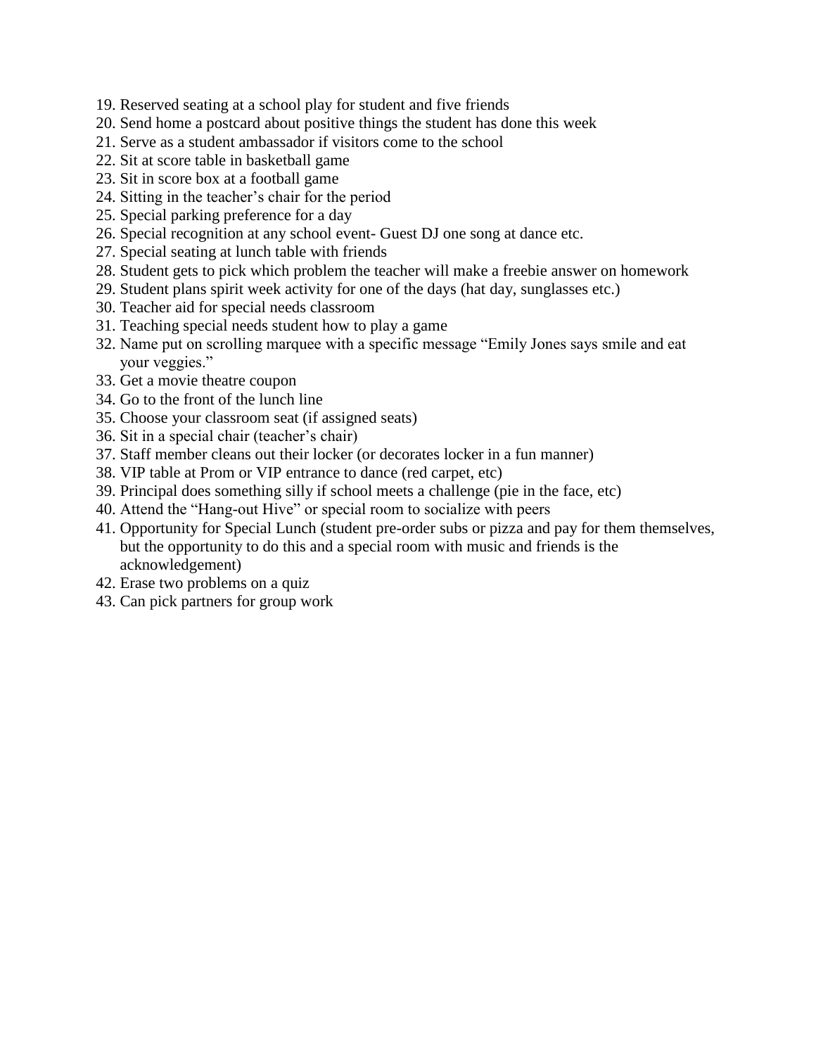19. Reserved seating at a school play for student and five friends
20. Send home a postcard about positive things the student has done this week
21. Serve as a student ambassador if visitors come to the school
22. Sit at score table in basketball game
23. Sit in score box at a football game
24. Sitting in the teacher's chair for the period
25. Special parking preference for a day
26. Special recognition at any school event- Guest DJ one song at dance etc.
27. Special seating at lunch table with friends
28. Student gets to pick which problem the teacher will make a freebie answer on homework
29. Student plans spirit week activity for one of the days (hat day, sunglasses etc.)
30. Teacher aid for special needs classroom
31. Teaching special needs student how to play a game
32. Name put on scrolling marquee with a specific message "Emily Jones says smile and eat your veggies."
33. Get a movie theatre coupon
34. Go to the front of the lunch line
35. Choose your classroom seat (if assigned seats)
36. Sit in a special chair (teacher's chair)
37. Staff member cleans out their locker (or decorates locker in a fun manner)
38. VIP table at Prom or VIP entrance to dance (red carpet, etc)
39. Principal does something silly if school meets a challenge (pie in the face, etc)
40. Attend the "Hang-out Hive" or special room to socialize with peers
41. Opportunity for Special Lunch (student pre-order subs or pizza and pay for them themselves, but the opportunity to do this and a special room with music and friends is the acknowledgement)
42. Erase two problems on a quiz
43. Can pick partners for group work